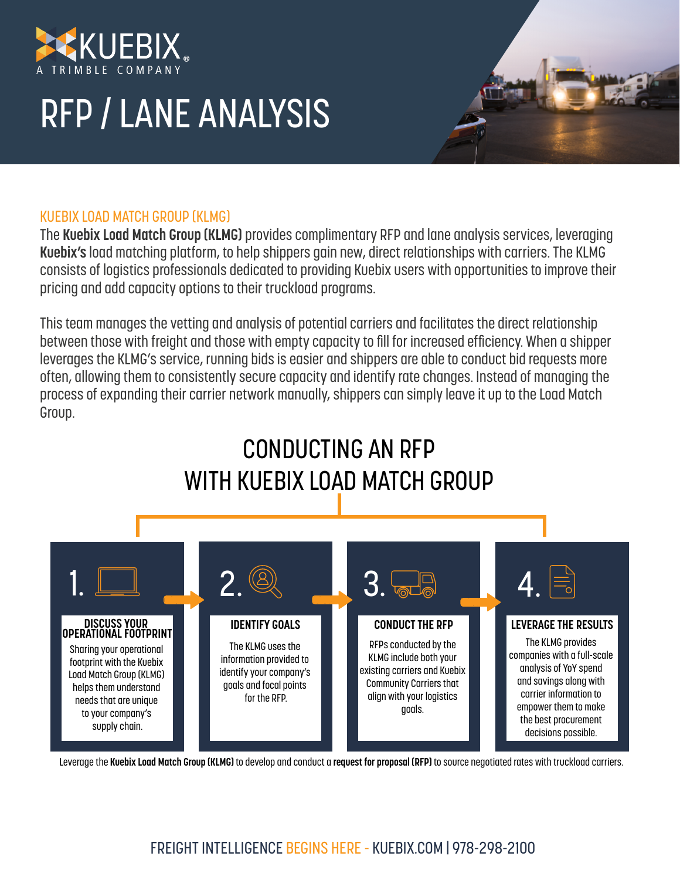KUEBIX
A TRIMBLE COMPANY

# RFP / LANE ANALYSIS

## KUEBIX LOAD MATCH GROUP (KLMG)

The **Kuebix Load Match Group (KLMG)** provides complimentary RFP and lane analysis services, leveraging **Kuebix's** load matching platform, to help shippers gain new, direct relationships with carriers. The KLMG consists of logistics professionals dedicated to providing Kuebix users with opportunities to improve their pricing and add capacity options to their truckload programs.

This team manages the vetting and analysis of potential carriers and facilitates the direct relationship between those with freight and those with empty capacity to fill for increased efficiency. When a shipper leverages the KLMG's service, running bids is easier and shippers are able to conduct bid requests more often, allowing them to consistently secure capacity and identify rate changes. Instead of managing the process of expanding their carrier network manually, shippers can simply leave it up to the Load Match Group.

## CONDUCTING AN RFP WITH KUEBIX LOAD MATCH GROUP

**1. DISCUSS YOUR OPERATIONAL FOOTPRINT**

Sharing your operational footprint with the Kuebix Load Match Group (KLMG) helps them understand needs that are unique to your company's supply chain.

**2. IDENTIFY GOALS**

The KLMG uses the information provided to identify your company's goals and focal points for the RFP.

**3. CONDUCT THE RFP**

RFPs conducted by the KLMG include both your existing carriers and Kuebix Community Carriers that align with your logistics goals.

**4. LEVERAGE THE RESULTS**

The KLMG provides companies with a full-scale analysis of YoY spend and savings along with carrier information to empower them to make the best procurement decisions possible.

Leverage the **Kuebix Load Match Group (KLMG)** to develop and conduct a **request for proposal (RFP)** to source negotiated rates with truckload carriers.

FREIGHT INTELLIGENCE BEGINS HERE - KUEBIX.COM | 978-298-2100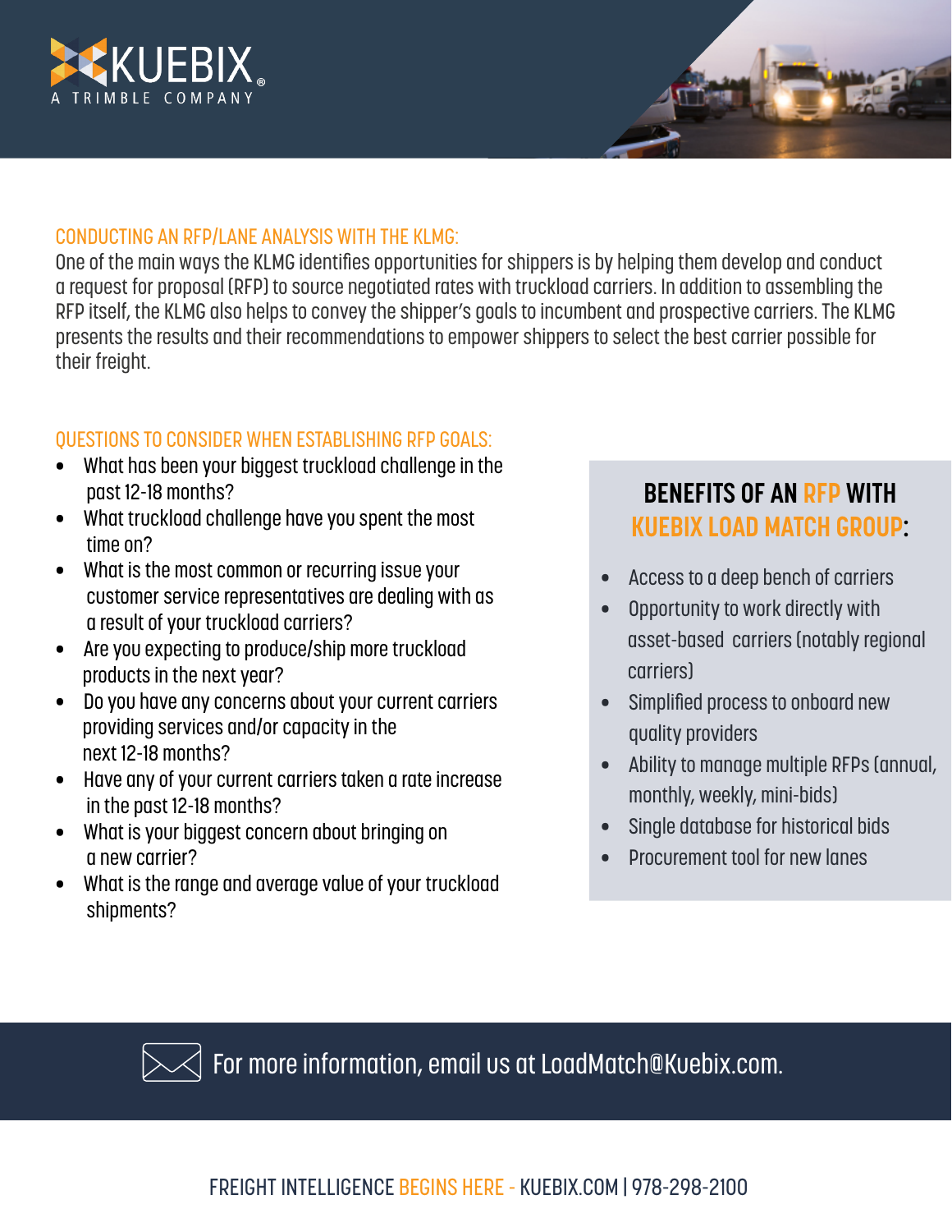KUEBIX
A TRIMBLE COMPANY

## CONDUCTING AN RFP/LANE ANALYSIS WITH THE KLMG:

One of the main ways the KLMG identifies opportunities for shippers is by helping them develop and conduct a request for proposal (RFP) to source negotiated rates with truckload carriers. In addition to assembling the RFP itself, the KLMG also helps to convey the shipper's goals to incumbent and prospective carriers. The KLMG presents the results and their recommendations to empower shippers to select the best carrier possible for their freight.

## QUESTIONS TO CONSIDER WHEN ESTABLISHING RFP GOALS:

- What has been your biggest truckload challenge in the past 12-18 months?
- What truckload challenge have you spent the most time on?
- What is the most common or recurring issue your customer service representatives are dealing with as a result of your truckload carriers?
- Are you expecting to produce/ship more truckload products in the next year?
- Do you have any concerns about your current carriers providing services and/or capacity in the next 12-18 months?
- Have any of your current carriers taken a rate increase in the past 12-18 months?
- What is your biggest concern about bringing on a new carrier?
- What is the range and average value of your truckload shipments?

## BENEFITS OF AN RFP WITH KUEBIX LOAD MATCH GROUP:

- Access to a deep bench of carriers
- Opportunity to work directly with asset-based carriers (notably regional carriers)
- Simplified process to onboard new quality providers
- Ability to manage multiple RFPs (annual, monthly, weekly, mini-bids)
- Single database for historical bids
- Procurement tool for new lanes

For more information, email us at LoadMatch@Kuebix.com.

FREIGHT INTELLIGENCE BEGINS HERE - KUEBIX.COM | 978-298-2100